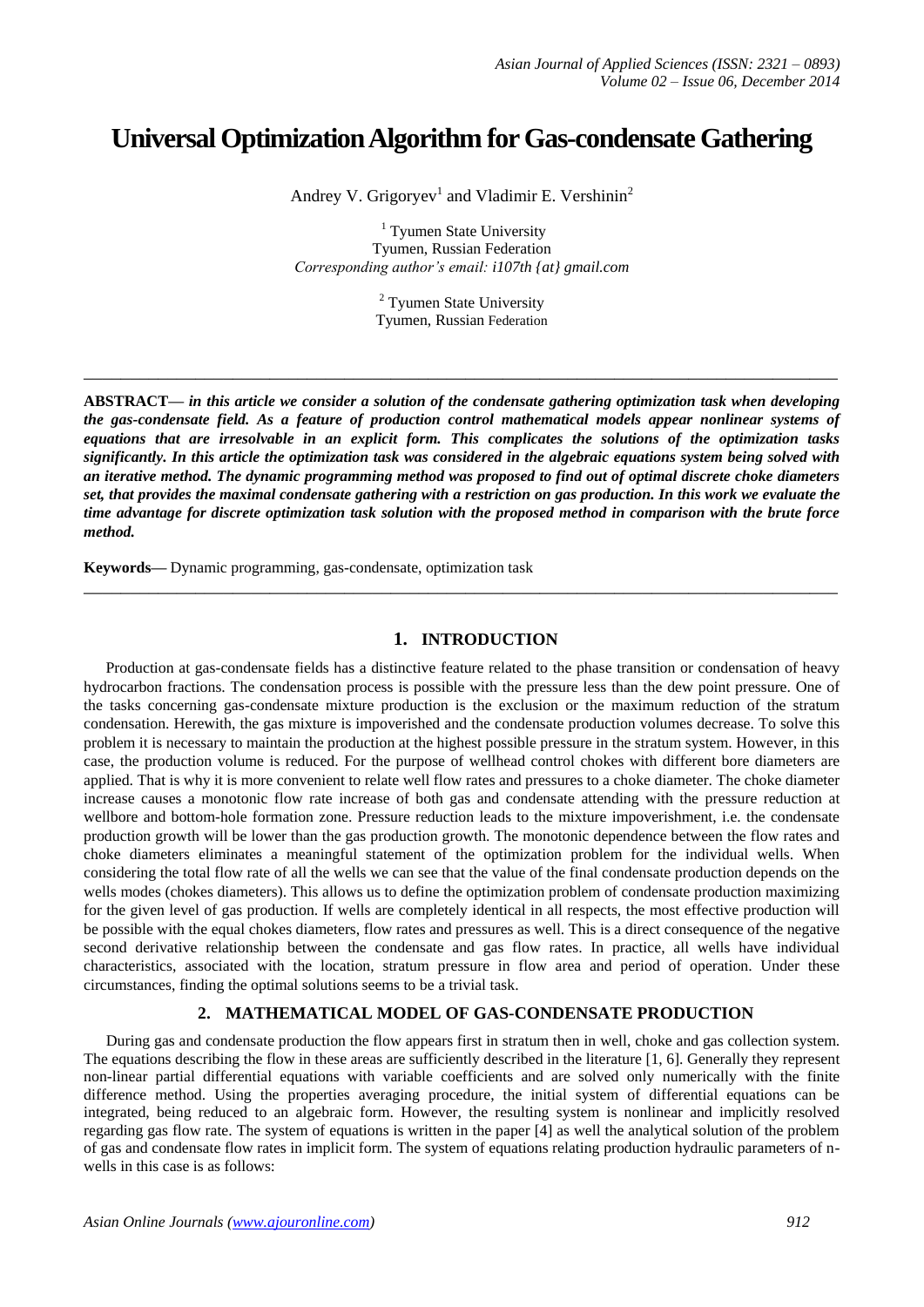# Universal Optimization Algorithm for Gas-condensate Gathering

Andrey V. Grigoryev[1] and Vladimir E. Vershinin[2]

[1] Tyumen State University
Tyumen, Russian Federation
*Corresponding author's email: i107th {at} gmail.com*

[2] Tyumen State University
Tyumen, Russian Federation

---

**ABSTRACT—** ***in this article we consider a solution of the condensate gathering optimization task when developing the gas-condensate field. As a feature of production control mathematical models appear nonlinear systems of equations that are irresolvable in an explicit form. This complicates the solutions of the optimization tasks significantly. In this article the optimization task was considered in the algebraic equations system being solved with an iterative method. The dynamic programming method was proposed to find out of optimal discrete choke diameters set, that provides the maximal condensate gathering with a restriction on gas production. In this work we evaluate the time advantage for discrete optimization task solution with the proposed method in comparison with the brute force method.***

**Keywords—** Dynamic programming, gas-condensate, optimization task

---

## 1. INTRODUCTION

Production at gas-condensate fields has a distinctive feature related to the phase transition or condensation of heavy hydrocarbon fractions. The condensation process is possible with the pressure less than the dew point pressure. One of the tasks concerning gas-condensate mixture production is the exclusion or the maximum reduction of the stratum condensation. Herewith, the gas mixture is impoverished and the condensate production volumes decrease. To solve this problem it is necessary to maintain the production at the highest possible pressure in the stratum system. However, in this case, the production volume is reduced. For the purpose of wellhead control chokes with different bore diameters are applied. That is why it is more convenient to relate well flow rates and pressures to a choke diameter. The choke diameter increase causes a monotonic flow rate increase of both gas and condensate attending with the pressure reduction at wellbore and bottom-hole formation zone. Pressure reduction leads to the mixture impoverishment, i.e. the condensate production growth will be lower than the gas production growth. The monotonic dependence between the flow rates and choke diameters eliminates a meaningful statement of the optimization problem for the individual wells. When considering the total flow rate of all the wells we can see that the value of the final condensate production depends on the wells modes (chokes diameters). This allows us to define the optimization problem of condensate production maximizing for the given level of gas production. If wells are completely identical in all respects, the most effective production will be possible with the equal chokes diameters, flow rates and pressures as well. This is a direct consequence of the negative second derivative relationship between the condensate and gas flow rates. In practice, all wells have individual characteristics, associated with the location, stratum pressure in flow area and period of operation. Under these circumstances, finding the optimal solutions seems to be a trivial task.

## 2. MATHEMATICAL MODEL OF GAS-CONDENSATE PRODUCTION

During gas and condensate production the flow appears first in stratum then in well, choke and gas collection system. The equations describing the flow in these areas are sufficiently described in the literature [1, 6]. Generally they represent non-linear partial differential equations with variable coefficients and are solved only numerically with the finite difference method. Using the properties averaging procedure, the initial system of differential equations can be integrated, being reduced to an algebraic form. However, the resulting system is nonlinear and implicitly resolved regarding gas flow rate. The system of equations is written in the paper [4] as well the analytical solution of the problem of gas and condensate flow rates in implicit form. The system of equations relating production hydraulic parameters of n-wells in this case is as follows: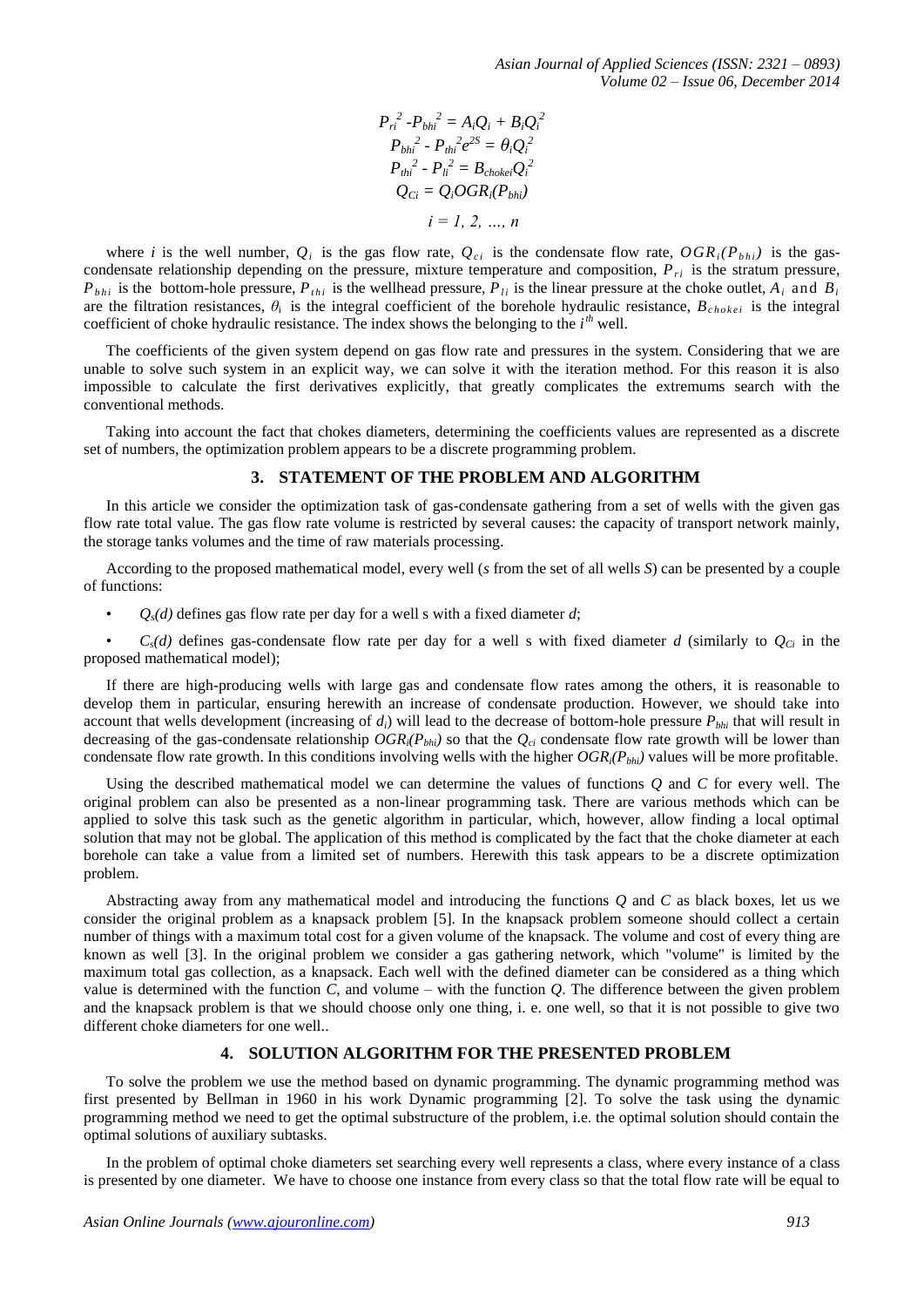$$P_{ri}^2 - P_{bhi}^2 = A_i Q_i + B_i Q_i^2$$
$$P_{bhi}^2 - P_{thi}^2 e^{2S} = \theta_i Q_i^2$$
$$P_{thi}^2 - P_{li}^2 = B_{chokei} Q_i^2$$
$$Q_{Ci} = Q_i OGR_i(P_{bhi})$$
$$i = 1, 2, \ldots, n$$

where $i$ is the well number, $Q_i$ is the gas flow rate, $Q_{ci}$ is the condensate flow rate, $OGR_i(P_{bhi})$ is the gas-condensate relationship depending on the pressure, mixture temperature and composition, $P_{ri}$ is the stratum pressure, $P_{bhi}$ is the bottom-hole pressure, $P_{thi}$ is the wellhead pressure, $P_{li}$ is the linear pressure at the choke outlet, $A_i$ and $B_i$ are the filtration resistances, $\theta_i$ is the integral coefficient of the borehole hydraulic resistance, $B_{chokei}$ is the integral coefficient of choke hydraulic resistance. The index shows the belonging to the $i^{th}$ well.

The coefficients of the given system depend on gas flow rate and pressures in the system. Considering that we are unable to solve such system in an explicit way, we can solve it with the iteration method. For this reason it is also impossible to calculate the first derivatives explicitly, that greatly complicates the extremums search with the conventional methods.

Taking into account the fact that chokes diameters, determining the coefficients values are represented as a discrete set of numbers, the optimization problem appears to be a discrete programming problem.

## 3. STATEMENT OF THE PROBLEM AND ALGORITHM

In this article we consider the optimization task of gas-condensate gathering from a set of wells with the given gas flow rate total value. The gas flow rate volume is restricted by several causes: the capacity of transport network mainly, the storage tanks volumes and the time of raw materials processing.

According to the proposed mathematical model, every well ($s$ from the set of all wells $S$) can be presented by a couple of functions:

- $Q_s(d)$ defines gas flow rate per day for a well s with a fixed diameter $d$;
- $C_s(d)$ defines gas-condensate flow rate per day for a well s with fixed diameter $d$ (similarly to $Q_{Ci}$ in the proposed mathematical model);

If there are high-producing wells with large gas and condensate flow rates among the others, it is reasonable to develop them in particular, ensuring herewith an increase of condensate production. However, we should take into account that wells development (increasing of $d_i$) will lead to the decrease of bottom-hole pressure $P_{bhi}$ that will result in decreasing of the gas-condensate relationship $OGR_i(P_{bhi})$ so that the $Q_{ci}$ condensate flow rate growth will be lower than condensate flow rate growth. In this conditions involving wells with the higher $OGR_i(P_{bhi})$ values will be more profitable.

Using the described mathematical model we can determine the values of functions $Q$ and $C$ for every well. The original problem can also be presented as a non-linear programming task. There are various methods which can be applied to solve this task such as the genetic algorithm in particular, which, however, allow finding a local optimal solution that may not be global. The application of this method is complicated by the fact that the choke diameter at each borehole can take a value from a limited set of numbers. Herewith this task appears to be a discrete optimization problem.

Abstracting away from any mathematical model and introducing the functions $Q$ and $C$ as black boxes, let us we consider the original problem as a knapsack problem [5]. In the knapsack problem someone should collect a certain number of things with a maximum total cost for a given volume of the knapsack. The volume and cost of every thing are known as well [3]. In the original problem we consider a gas gathering network, which "volume" is limited by the maximum total gas collection, as a knapsack. Each well with the defined diameter can be considered as a thing which value is determined with the function $C$, and volume – with the function $Q$. The difference between the given problem and the knapsack problem is that we should choose only one thing, i. e. one well, so that it is not possible to give two different choke diameters for one well..

## 4. SOLUTION ALGORITHM FOR THE PRESENTED PROBLEM

To solve the problem we use the method based on dynamic programming. The dynamic programming method was first presented by Bellman in 1960 in his work Dynamic programming [2]. To solve the task using the dynamic programming method we need to get the optimal substructure of the problem, i.e. the optimal solution should contain the optimal solutions of auxiliary subtasks.

In the problem of optimal choke diameters set searching every well represents a class, where every instance of a class is presented by one diameter. We have to choose one instance from every class so that the total flow rate will be equal to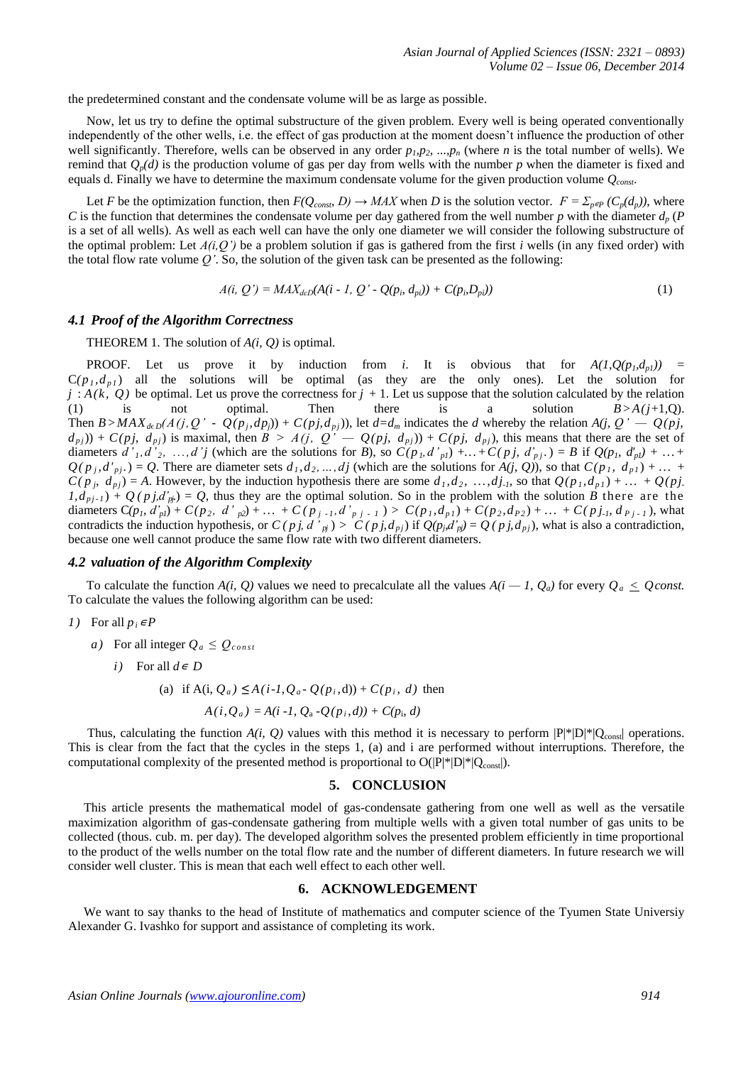the predetermined constant and the condensate volume will be as large as possible.

Now, let us try to define the optimal substructure of the given problem. Every well is being operated conventionally independently of the other wells, i.e. the effect of gas production at the moment doesn't influence the production of other well significantly. Therefore, wells can be observed in any order $p_1, p_2, ..., p_n$ (where $n$ is the total number of wells). We remind that $Q_p(d)$ is the production volume of gas per day from wells with the number $p$ when the diameter is fixed and equals d. Finally we have to determine the maximum condensate volume for the given production volume $Q_{const}$.

Let $F$ be the optimization function, then $F(Q_{const}, D) \rightarrow MAX$ when $D$ is the solution vector. $F = \Sigma_{p\epsilon P} (C_p(d_p))$, where $C$ is the function that determines the condensate volume per day gathered from the well number $p$ with the diameter $d_p$ ($P$ is a set of all wells). As well as each well can have the only one diameter we will consider the following substructure of the optimal problem: Let $A(i, Q')$ be a problem solution if gas is gathered from the first $i$ wells (in any fixed order) with the total flow rate volume $Q'$. So, the solution of the given task can be presented as the following:

$$A(i,\ Q') = MAX_{d\epsilon D}(A(i - 1,\ Q' - Q(p_i,\ d_{pi})) + C(p_i, D_{pi})) \tag{1}$$

### 4.1 Proof of the Algorithm Correctness

THEOREM 1. The solution of $A(i, Q)$ is optimal.

PROOF. Let us prove it by induction from $i$. It is obvious that for $A(1, Q(p_1, d_{p1})) = C(p_1, d_{p1})$ all the solutions will be optimal (as they are the only ones). Let the solution for $j : A(k,\ Q)$ be optimal. Let us prove the correctness for $j + 1$. Let us suppose that the solution calculated by the relation (1) is not optimal. Then there is a solution $B > A(j+1, Q)$. Then $B > MAX_{d\epsilon D}(A(j, Q' - Q(p_j, dp_j)) + C(pj, d_{pj}))$, let $d = d_m$ indicates the $d$ whereby the relation $A(j,\ Q' - Q(pj,\ d_{pj})) + C(pj,\ d_{pj})$ is maximal, then $B > A(j,\ Q' - Q(pj,\ d_{pj})) + C(pj,\ d_{pj})$, this means that there are the set of diameters $d'_1, d'_2, \ldots, d'j$ (which are the solutions for $B$), so $C(p_1, d'_{p1}) + \ldots + C(pj,\ d'_{pj}) = B$ if $Q(p_1,\ d'_{p1}) + \ldots + Q(p_j, d'_{pj}) = Q$. There are diameter sets $d_1, d_2, \ldots, dj$ (which are the solutions for $A(j, Q)$), so that $C(p_1,\ d_{p1}) + \ldots + C(p_j,\ d_{pj}) = A$. However, by the induction hypothesis there are some $d_1, d_2, \ldots, dj_{-1}$, so that $Q(p_1, d_{p1}) + \ldots + Q(pj_{-1}, d_{pj-1}) + Q(pj, d'_{pj}) = Q$, thus they are the optimal solution. So in the problem with the solution $B$ there are the diameters $C(p_1, d'_{p1}) + C(p_2,\ d'_{p2}) + \ldots + C(p_{j-1}, d'_{pj-1}) > C(p_1, d_{p1}) + C(p_2, d_{P2}) + \ldots + C(pj_{-1}, d_{Pj-1})$, what contradicts the induction hypothesis, or $C(pj, d'_{pj}) > C(pj, d_{pj})$ if $Q(p_j, d'_{pj}) = Q(pj, d_{pj})$, what is also a contradiction, because one well cannot produce the same flow rate with two different diameters.

### 4.2 valuation of the Algorithm Complexity

To calculate the function $A(i, Q)$ values we need to precalculate all the values $A(i - 1, Q_a)$ for every $Q_a \leq Qconst$. To calculate the values the following algorithm can be used:

1) For all $p_i \epsilon P$
   a) For all integer $Q_a \leq Q_{const}$
      i) For all $d \epsilon D$
         (a) if $A(i, Q_a) \leq A(i\text{-}1, Q_a - Q(p_i, d)) + C(p_i,\ d)$ then
         $A(i, Q_a) = A(i\ \text{-}1, Q_a - Q(p_i, d)) + C(p_i, d)$

Thus, calculating the function $A(i, Q)$ values with this method it is necessary to perform $|P|*|D|*|Q_{const}|$ operations. This is clear from the fact that the cycles in the steps 1, (a) and i are performed without interruptions. Therefore, the computational complexity of the presented method is proportional to $O(|P|*|D|*|Q_{const}|)$.

## 5. CONCLUSION

This article presents the mathematical model of gas-condensate gathering from one well as well as the versatile maximization algorithm of gas-condensate gathering from multiple wells with a given total number of gas units to be collected (thous. cub. m. per day). The developed algorithm solves the presented problem efficiently in time proportional to the product of the wells number on the total flow rate and the number of different diameters. In future research we will consider well cluster. This is mean that each well effect to each other well.

## 6. ACKNOWLEDGEMENT

We want to say thanks to the head of Institute of mathematics and computer science of the Tyumen State Universiy Alexander G. Ivashko for support and assistance of completing its work.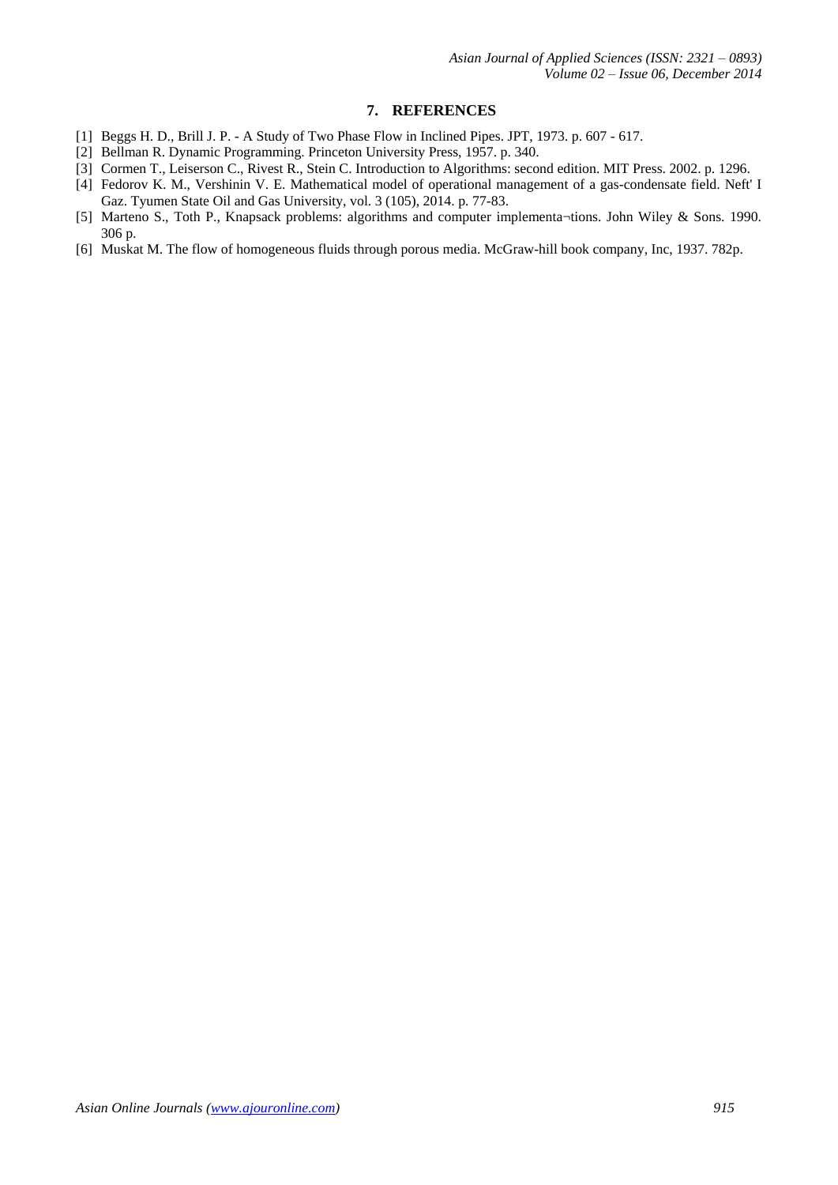## 7. REFERENCES

[1] Beggs H. D., Brill J. P. - A Study of Two Phase Flow in Inclined Pipes. JPT, 1973. p. 607 - 617.

[2] Bellman R. Dynamic Programming. Princeton University Press, 1957. p. 340.

[3] Cormen T., Leiserson C., Rivest R., Stein C. Introduction to Algorithms: second edition. MIT Press. 2002. p. 1296.

[4] Fedorov K. M., Vershinin V. E. Mathematical model of operational management of a gas-condensate field. Neft' I Gaz. Tyumen State Oil and Gas University, vol. 3 (105), 2014. p. 77-83.

[5] Marteno S., Toth P., Knapsack problems: algorithms and computer implementa¬tions. John Wiley & Sons. 1990. 306 p.

[6] Muskat M. The flow of homogeneous fluids through porous media. McGraw-hill book company, Inc, 1937. 782p.